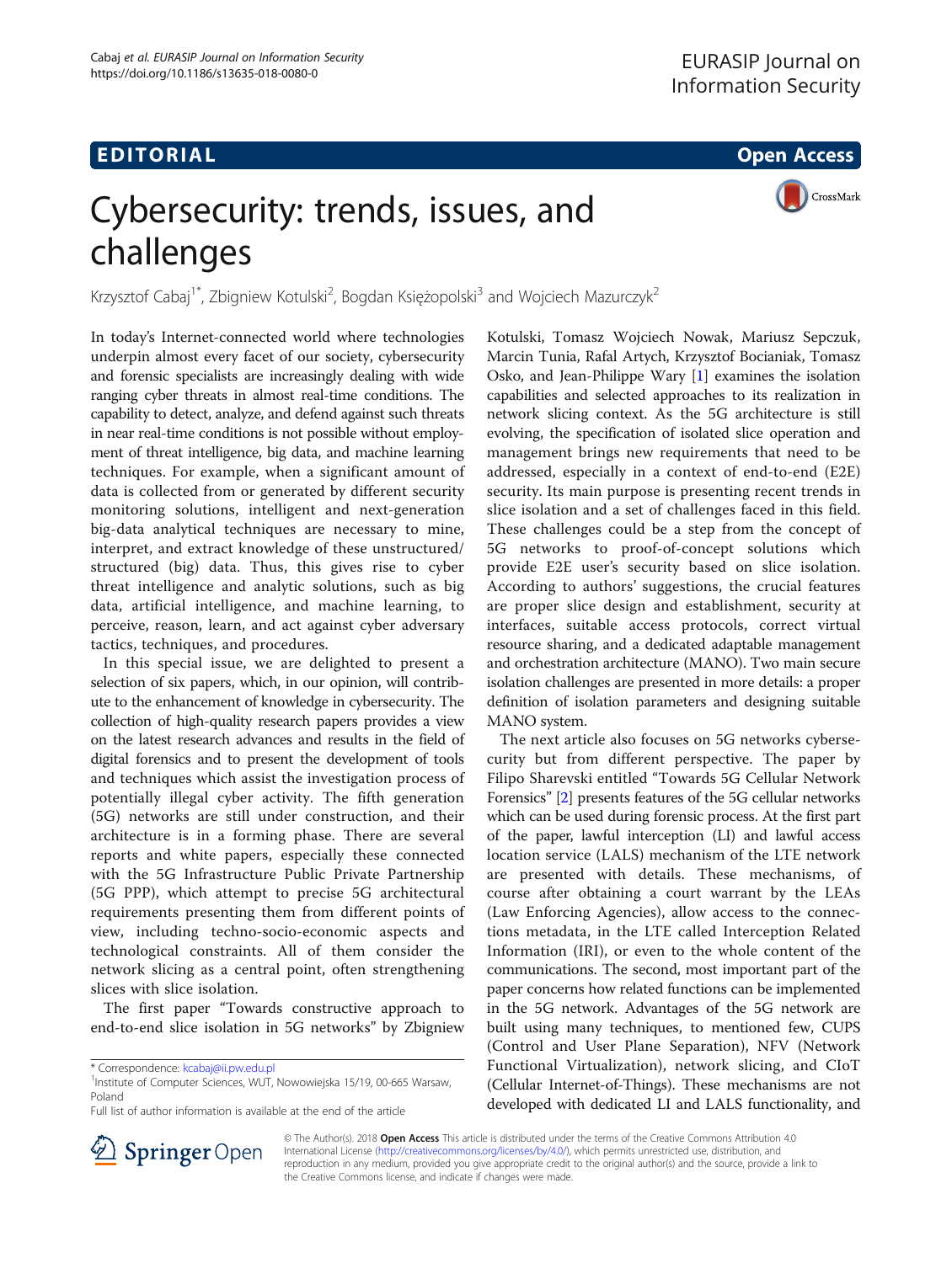EDITORIAL

Open Access

# Cybersecurity: trends, issues, and challenges

Krzysztof Cabaj[1*], Zbigniew Kotulski[2], Bogdan Księżopolski[3] and Wojciech Mazurczyk[2]

In today's Internet-connected world where technologies underpin almost every facet of our society, cybersecurity and forensic specialists are increasingly dealing with wide ranging cyber threats in almost real-time conditions. The capability to detect, analyze, and defend against such threats in near real-time conditions is not possible without employment of threat intelligence, big data, and machine learning techniques. For example, when a significant amount of data is collected from or generated by different security monitoring solutions, intelligent and next-generation big-data analytical techniques are necessary to mine, interpret, and extract knowledge of these unstructured/structured (big) data. Thus, this gives rise to cyber threat intelligence and analytic solutions, such as big data, artificial intelligence, and machine learning, to perceive, reason, learn, and act against cyber adversary tactics, techniques, and procedures.

In this special issue, we are delighted to present a selection of six papers, which, in our opinion, will contribute to the enhancement of knowledge in cybersecurity. The collection of high-quality research papers provides a view on the latest research advances and results in the field of digital forensics and to present the development of tools and techniques which assist the investigation process of potentially illegal cyber activity. The fifth generation (5G) networks are still under construction, and their architecture is in a forming phase. There are several reports and white papers, especially these connected with the 5G Infrastructure Public Private Partnership (5G PPP), which attempt to precise 5G architectural requirements presenting them from different points of view, including techno-socio-economic aspects and technological constraints. All of them consider the network slicing as a central point, often strengthening slices with slice isolation.

The first paper "Towards constructive approach to end-to-end slice isolation in 5G networks" by Zbigniew Kotulski, Tomasz Wojciech Nowak, Mariusz Sepczuk, Marcin Tunia, Rafal Artych, Krzysztof Bocianiak, Tomasz Osko, and Jean-Philippe Wary [1] examines the isolation capabilities and selected approaches to its realization in network slicing context. As the 5G architecture is still evolving, the specification of isolated slice operation and management brings new requirements that need to be addressed, especially in a context of end-to-end (E2E) security. Its main purpose is presenting recent trends in slice isolation and a set of challenges faced in this field. These challenges could be a step from the concept of 5G networks to proof-of-concept solutions which provide E2E user's security based on slice isolation. According to authors' suggestions, the crucial features are proper slice design and establishment, security at interfaces, suitable access protocols, correct virtual resource sharing, and a dedicated adaptable management and orchestration architecture (MANO). Two main secure isolation challenges are presented in more details: a proper definition of isolation parameters and designing suitable MANO system.

The next article also focuses on 5G networks cybersecurity but from different perspective. The paper by Filipo Sharevski entitled "Towards 5G Cellular Network Forensics" [2] presents features of the 5G cellular networks which can be used during forensic process. At the first part of the paper, lawful interception (LI) and lawful access location service (LALS) mechanism of the LTE network are presented with details. These mechanisms, of course after obtaining a court warrant by the LEAs (Law Enforcing Agencies), allow access to the connections metadata, in the LTE called Interception Related Information (IRI), or even to the whole content of the communications. The second, most important part of the paper concerns how related functions can be implemented in the 5G network. Advantages of the 5G network are built using many techniques, to mentioned few, CUPS (Control and User Plane Separation), NFV (Network Functional Virtualization), network slicing, and CIoT (Cellular Internet-of-Things). These mechanisms are not developed with dedicated LI and LALS functionality, and

* Correspondence: kcabaj@ii.pw.edu.pl
[1]Institute of Computer Sciences, WUT, Nowowiejska 15/19, 00-665 Warsaw, Poland
Full list of author information is available at the end of the article

© The Author(s). 2018 **Open Access** This article is distributed under the terms of the Creative Commons Attribution 4.0 International License (http://creativecommons.org/licenses/by/4.0/), which permits unrestricted use, distribution, and reproduction in any medium, provided you give appropriate credit to the original author(s) and the source, provide a link to the Creative Commons license, and indicate if changes were made.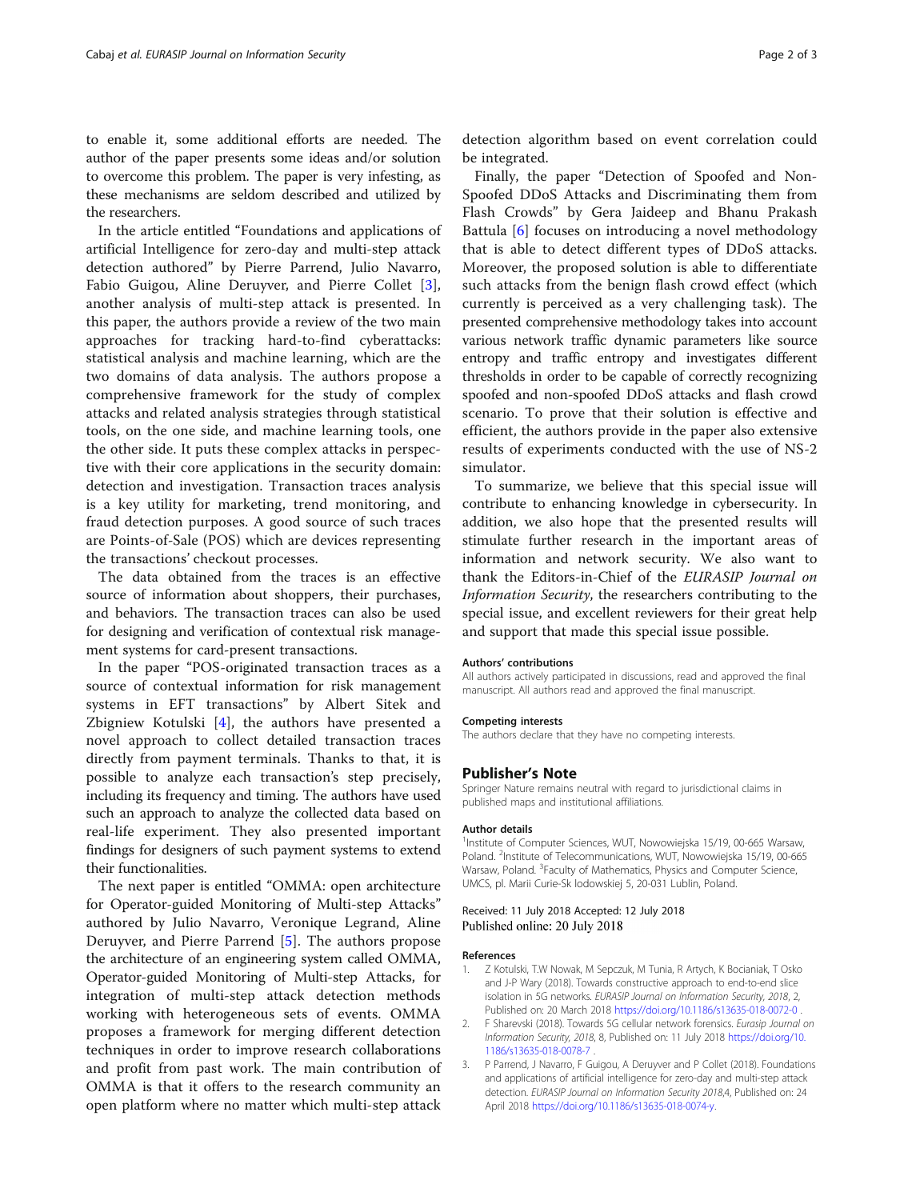to enable it, some additional efforts are needed. The author of the paper presents some ideas and/or solution to overcome this problem. The paper is very infesting, as these mechanisms are seldom described and utilized by the researchers.

In the article entitled "Foundations and applications of artificial Intelligence for zero-day and multi-step attack detection authored" by Pierre Parrend, Julio Navarro, Fabio Guigou, Aline Deruyver, and Pierre Collet [3], another analysis of multi-step attack is presented. In this paper, the authors provide a review of the two main approaches for tracking hard-to-find cyberattacks: statistical analysis and machine learning, which are the two domains of data analysis. The authors propose a comprehensive framework for the study of complex attacks and related analysis strategies through statistical tools, on the one side, and machine learning tools, one the other side. It puts these complex attacks in perspective with their core applications in the security domain: detection and investigation. Transaction traces analysis is a key utility for marketing, trend monitoring, and fraud detection purposes. A good source of such traces are Points-of-Sale (POS) which are devices representing the transactions' checkout processes.

The data obtained from the traces is an effective source of information about shoppers, their purchases, and behaviors. The transaction traces can also be used for designing and verification of contextual risk management systems for card-present transactions.

In the paper "POS-originated transaction traces as a source of contextual information for risk management systems in EFT transactions" by Albert Sitek and Zbigniew Kotulski [4], the authors have presented a novel approach to collect detailed transaction traces directly from payment terminals. Thanks to that, it is possible to analyze each transaction's step precisely, including its frequency and timing. The authors have used such an approach to analyze the collected data based on real-life experiment. They also presented important findings for designers of such payment systems to extend their functionalities.

The next paper is entitled "OMMA: open architecture for Operator-guided Monitoring of Multi-step Attacks" authored by Julio Navarro, Veronique Legrand, Aline Deruyver, and Pierre Parrend [5]. The authors propose the architecture of an engineering system called OMMA, Operator-guided Monitoring of Multi-step Attacks, for integration of multi-step attack detection methods working with heterogeneous sets of events. OMMA proposes a framework for merging different detection techniques in order to improve research collaborations and profit from past work. The main contribution of OMMA is that it offers to the research community an open platform where no matter which multi-step attack detection algorithm based on event correlation could be integrated.

Finally, the paper "Detection of Spoofed and Non-Spoofed DDoS Attacks and Discriminating them from Flash Crowds" by Gera Jaideep and Bhanu Prakash Battula [6] focuses on introducing a novel methodology that is able to detect different types of DDoS attacks. Moreover, the proposed solution is able to differentiate such attacks from the benign flash crowd effect (which currently is perceived as a very challenging task). The presented comprehensive methodology takes into account various network traffic dynamic parameters like source entropy and traffic entropy and investigates different thresholds in order to be capable of correctly recognizing spoofed and non-spoofed DDoS attacks and flash crowd scenario. To prove that their solution is effective and efficient, the authors provide in the paper also extensive results of experiments conducted with the use of NS-2 simulator.

To summarize, we believe that this special issue will contribute to enhancing knowledge in cybersecurity. In addition, we also hope that the presented results will stimulate further research in the important areas of information and network security. We also want to thank the Editors-in-Chief of the *EURASIP Journal on Information Security*, the researchers contributing to the special issue, and excellent reviewers for their great help and support that made this special issue possible.

#### Authors' contributions
All authors actively participated in discussions, read and approved the final manuscript. All authors read and approved the final manuscript.

#### Competing interests
The authors declare that they have no competing interests.

## Publisher's Note
Springer Nature remains neutral with regard to jurisdictional claims in published maps and institutional affiliations.

#### Author details
[1]Institute of Computer Sciences, WUT, Nowowiejska 15/19, 00-665 Warsaw, Poland. [2]Institute of Telecommunications, WUT, Nowowiejska 15/19, 00-665 Warsaw, Poland. [3]Faculty of Mathematics, Physics and Computer Science, UMCS, pl. Marii Curie-Sk lodowskiej 5, 20-031 Lublin, Poland.

Received: 11 July 2018 Accepted: 12 July 2018
Published online: 20 July 2018

#### References
1. Z Kotulski, T.W Nowak, M Sepczuk, M Tunia, R Artych, K Bocianiak, T Osko and J-P Wary (2018). Towards constructive approach to end-to-end slice isolation in 5G networks. *EURASIP Journal on Information Security, 2018*, 2, Published on: 20 March 2018 https://doi.org/10.1186/s13635-018-0072-0 .
2. F Sharevski (2018). Towards 5G cellular network forensics. *Eurasip Journal on Information Security, 2018*, 8, Published on: 11 July 2018 https://doi.org/10.1186/s13635-018-0078-7 .
3. P Parrend, J Navarro, F Guigou, A Deruyver and P Collet (2018). Foundations and applications of artificial intelligence for zero-day and multi-step attack detection. *EURASIP Journal on Information Security 2018*,4, Published on: 24 April 2018 https://doi.org/10.1186/s13635-018-0074-y.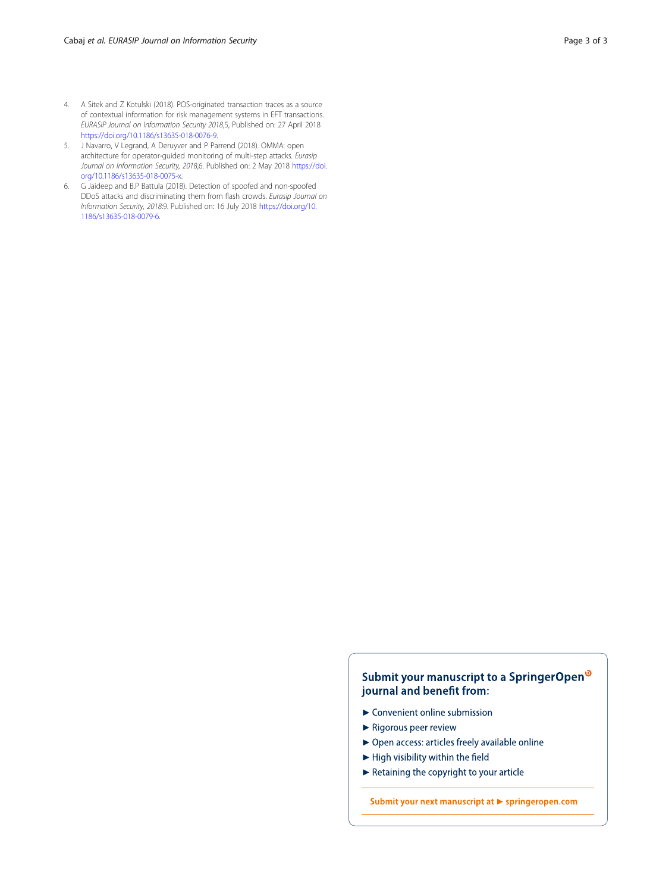4. A Sitek and Z Kotulski (2018). POS-originated transaction traces as a source of contextual information for risk management systems in EFT transactions. *EURASIP Journal on Information Security 2018,5*, Published on: 27 April 2018 https://doi.org/10.1186/s13635-018-0076-9.
5. J Navarro, V Legrand, A Deruyver and P Parrend (2018). OMMA: open architecture for operator-guided monitoring of multi-step attacks. *Eurasip Journal on Information Security, 2018,6*. Published on: 2 May 2018 https://doi.org/10.1186/s13635-018-0075-x.
6. G Jaideep and B.P Battula (2018). Detection of spoofed and non-spoofed DDoS attacks and discriminating them from flash crowds. *Eurasip Journal on Information Security, 2018:9*. Published on: 16 July 2018 https://doi.org/10.1186/s13635-018-0079-6.

**Submit your manuscript to a SpringerOpen journal and benefit from:**

- ► Convenient online submission
- ► Rigorous peer review
- ► Open access: articles freely available online
- ► High visibility within the field
- ► Retaining the copyright to your article

**Submit your next manuscript at ► springeropen.com**